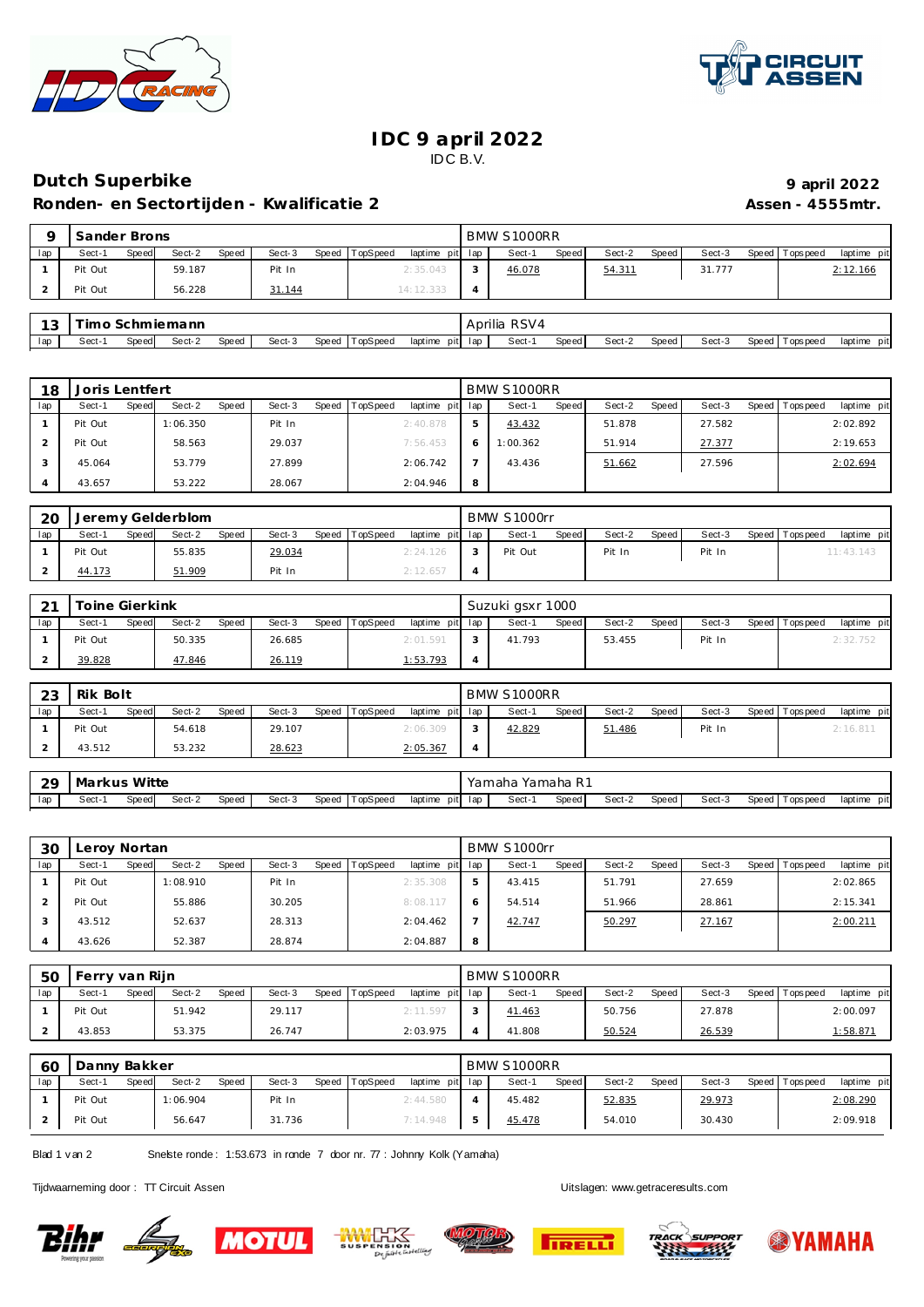# IDC 9 april 2022

IDC B.V.

## Dutch Superbike

**9 april 2022**

### Ronden- en Sectortijden - Kwalificatie 2

**Assen - 4555mtr.**

| 9 | Sander Brons | | | | | | | | BMW S1000RR | | | | | | | | |
|---|---|---|---|---|---|---|---|---|---|---|---|---|---|---|---|---|---|
| lap | Sect-1 | Speed | Sect-2 | Speed | Sect-3 | Speed | TopSpeed | laptime pit | lap | Sect-1 | Speed | Sect-2 | Speed | Sect-3 | Speed | Topspeed | laptime pit |
| 1 | Pit Out | | 59.187 | | Pit In | | | 2:35.043 | 3 | 46.078 | | 54.311 | | 31.777 | | | 2:12.166 |
| 2 | Pit Out | | 56.228 | | 31.144 | | | 14:12.333 | 4 | | | | | | | | |

| 13 | Timo Schmiemann | | | | | | | | Aprilia RSV4 | | | | | | | | |
|---|---|---|---|---|---|---|---|---|---|---|---|---|---|---|---|---|---|
| lap | Sect-1 | Speed | Sect-2 | Speed | Sect-3 | Speed | TopSpeed | laptime pit | lap | Sect-1 | Speed | Sect-2 | Speed | Sect-3 | Speed | Topspeed | laptime pit |

| 18 | Joris Lentfert | | | | | | | | BMW S1000RR | | | | | | | | |
|---|---|---|---|---|---|---|---|---|---|---|---|---|---|---|---|---|---|
| lap | Sect-1 | Speed | Sect-2 | Speed | Sect-3 | Speed | TopSpeed | laptime pit | lap | Sect-1 | Speed | Sect-2 | Speed | Sect-3 | Speed | Topspeed | laptime pit |
| 1 | Pit Out | | 1:06.350 | | Pit In | | | 2:40.878 | 5 | 43.432 | | 51.878 | | 27.582 | | | 2:02.892 |
| 2 | Pit Out | | 58.563 | | 29.037 | | | 7:56.453 | 6 | 1:00.362 | | 51.914 | | 27.377 | | | 2:19.653 |
| 3 | 45.064 | | 53.779 | | 27.899 | | | 2:06.742 | 7 | 43.436 | | 51.662 | | 27.596 | | | 2:02.694 |
| 4 | 43.657 | | 53.222 | | 28.067 | | | 2:04.946 | 8 | | | | | | | | |

| 20 | Jeremy Gelderblom | | | | | | | | BMW S1000rr | | | | | | | | |
|---|---|---|---|---|---|---|---|---|---|---|---|---|---|---|---|---|---|
| lap | Sect-1 | Speed | Sect-2 | Speed | Sect-3 | Speed | TopSpeed | laptime pit | lap | Sect-1 | Speed | Sect-2 | Speed | Sect-3 | Speed | Topspeed | laptime pit |
| 1 | Pit Out | | 55.835 | | 29.034 | | | 2:24.126 | 3 | Pit Out | | Pit In | | Pit In | | | 11:43.143 |
| 2 | 44.173 | | 51.909 | | Pit In | | | 2:12.657 | 4 | | | | | | | | |

| 21 | Toine Gierkink | | | | | | | | Suzuki gsxr 1000 | | | | | | | | |
|---|---|---|---|---|---|---|---|---|---|---|---|---|---|---|---|---|---|
| lap | Sect-1 | Speed | Sect-2 | Speed | Sect-3 | Speed | TopSpeed | laptime pit | lap | Sect-1 | Speed | Sect-2 | Speed | Sect-3 | Speed | Topspeed | laptime pit |
| 1 | Pit Out | | 50.335 | | 26.685 | | | 2:01.591 | 3 | 41.793 | | 53.455 | | Pit In | | | 2:32.752 |
| 2 | 39.828 | | 47.846 | | 26.119 | | | 1:53.793 | 4 | | | | | | | | |

| 23 | Rik Bolt | | | | | | | | BMW S1000RR | | | | | | | | |
|---|---|---|---|---|---|---|---|---|---|---|---|---|---|---|---|---|---|
| lap | Sect-1 | Speed | Sect-2 | Speed | Sect-3 | Speed | TopSpeed | laptime pit | lap | Sect-1 | Speed | Sect-2 | Speed | Sect-3 | Speed | Topspeed | laptime pit |
| 1 | Pit Out | | 54.618 | | 29.107 | | | 2:06.309 | 3 | 42.829 | | 51.486 | | Pit In | | | 2:16.811 |
| 2 | 43.512 | | 53.232 | | 28.623 | | | 2:05.367 | 4 | | | | | | | | |

| 29 | Markus Witte | | | | | | | | Yamaha Yamaha R1 | | | | | | | | |
|---|---|---|---|---|---|---|---|---|---|---|---|---|---|---|---|---|---|
| lap | Sect-1 | Speed | Sect-2 | Speed | Sect-3 | Speed | TopSpeed | laptime pit | lap | Sect-1 | Speed | Sect-2 | Speed | Sect-3 | Speed | Topspeed | laptime pit |

| 30 | Leroy Nortan | | | | | | | | BMW S1000rr | | | | | | | | |
|---|---|---|---|---|---|---|---|---|---|---|---|---|---|---|---|---|---|
| lap | Sect-1 | Speed | Sect-2 | Speed | Sect-3 | Speed | TopSpeed | laptime pit | lap | Sect-1 | Speed | Sect-2 | Speed | Sect-3 | Speed | Topspeed | laptime pit |
| 1 | Pit Out | | 1:08.910 | | Pit In | | | 2:35.308 | 5 | 43.415 | | 51.791 | | 27.659 | | | 2:02.865 |
| 2 | Pit Out | | 55.886 | | 30.205 | | | 8:08.117 | 6 | 54.514 | | 51.966 | | 28.861 | | | 2:15.341 |
| 3 | 43.512 | | 52.637 | | 28.313 | | | 2:04.462 | 7 | 42.747 | | 50.297 | | 27.167 | | | 2:00.211 |
| 4 | 43.626 | | 52.387 | | 28.874 | | | 2:04.887 | 8 | | | | | | | | |

| 50 | Ferry van Rijn | | | | | | | | BMW S1000RR | | | | | | | | |
|---|---|---|---|---|---|---|---|---|---|---|---|---|---|---|---|---|---|
| lap | Sect-1 | Speed | Sect-2 | Speed | Sect-3 | Speed | TopSpeed | laptime pit | lap | Sect-1 | Speed | Sect-2 | Speed | Sect-3 | Speed | Topspeed | laptime pit |
| 1 | Pit Out | | 51.942 | | 29.117 | | | 2:11.597 | 3 | 41.463 | | 50.756 | | 27.878 | | | 2:00.097 |
| 2 | 43.853 | | 53.375 | | 26.747 | | | 2:03.975 | 4 | 41.808 | | 50.524 | | 26.539 | | | 1:58.871 |

| 60 | Danny Bakker | | | | | | | | BMW S1000RR | | | | | | | | |
|---|---|---|---|---|---|---|---|---|---|---|---|---|---|---|---|---|---|
| lap | Sect-1 | Speed | Sect-2 | Speed | Sect-3 | Speed | TopSpeed | laptime pit | lap | Sect-1 | Speed | Sect-2 | Speed | Sect-3 | Speed | Topspeed | laptime pit |
| 1 | Pit Out | | 1:06.904 | | Pit In | | | 2:44.580 | 4 | 45.482 | | 52.835 | | 29.973 | | | 2:08.290 |
| 2 | Pit Out | | 56.647 | | 31.736 | | | 7:14.948 | 5 | 45.478 | | 54.010 | | 30.430 | | | 2:09.918 |

Snelste ronde : 1:53.673 in ronde 7 door nr. 77 : Johnny Kolk (Yamaha)

Tijdwaarneming door : TT Circuit Assen

Uitslagen: www.getraceresults.com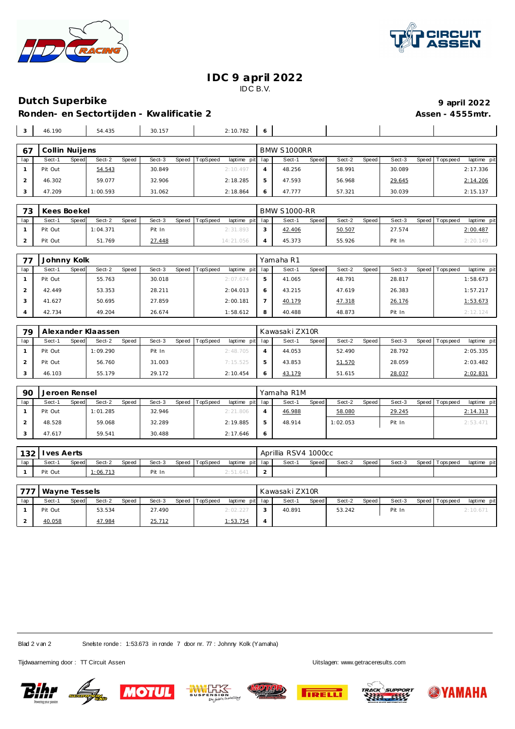# IDC 9 april 2022

IDC B.V.

## Dutch Superbike

**9 april 2022**

### Ronden- en Sectortijden - Kwalificatie 2

**Assen - 4555mtr.**

| lap | Sect-1 | Speed | Sect-2 | Speed | Sect-3 | Speed | TopSpeed | laptime pit | lap | Sect-1 | Speed | Sect-2 | Speed | Sect-3 | Speed | Topspeed | laptime pit |
|---|---|---|---|---|---|---|---|---|---|---|---|---|---|---|---|---|---|
| 3 | 46.190 | | 54.435 | | 30.157 | | | 2:10.782 | 6 | | | | | | | | |

**67 Collin Nuijens** — BMW S1000RR

| lap | Sect-1 | Speed | Sect-2 | Speed | Sect-3 | Speed | TopSpeed | laptime pit | lap | Sect-1 | Speed | Sect-2 | Speed | Sect-3 | Speed | Topspeed | laptime pit |
|---|---|---|---|---|---|---|---|---|---|---|---|---|---|---|---|---|---|
| 1 | Pit Out | | 54.543 | | 30.849 | | | 2:10.497 | 4 | 48.256 | | 58.991 | | 30.089 | | | 2:17.336 |
| 2 | 46.302 | | 59.077 | | 32.906 | | | 2:18.285 | 5 | 47.593 | | 56.968 | | 29.645 | | | 2:14.206 |
| 3 | 47.209 | | 1:00.593 | | 31.062 | | | 2:18.864 | 6 | 47.777 | | 57.321 | | 30.039 | | | 2:15.137 |

**73 Kees Boekel** — BMW S1000-RR

| lap | Sect-1 | Speed | Sect-2 | Speed | Sect-3 | Speed | TopSpeed | laptime pit | lap | Sect-1 | Speed | Sect-2 | Speed | Sect-3 | Speed | Topspeed | laptime pit |
|---|---|---|---|---|---|---|---|---|---|---|---|---|---|---|---|---|---|
| 1 | Pit Out | | 1:04.371 | | Pit In | | | 2:31.893 | 3 | 42.406 | | 50.507 | | 27.574 | | | 2:00.487 |
| 2 | Pit Out | | 51.769 | | 27.448 | | | 14:21.056 | 4 | 45.373 | | 55.926 | | Pit In | | | 2:20.149 |

**77 Johnny Kolk** — Yamaha R1

| lap | Sect-1 | Speed | Sect-2 | Speed | Sect-3 | Speed | TopSpeed | laptime pit | lap | Sect-1 | Speed | Sect-2 | Speed | Sect-3 | Speed | Topspeed | laptime pit |
|---|---|---|---|---|---|---|---|---|---|---|---|---|---|---|---|---|---|
| 1 | Pit Out | | 55.763 | | 30.018 | | | 2:07.674 | 5 | 41.065 | | 48.791 | | 28.817 | | | 1:58.673 |
| 2 | 42.449 | | 53.353 | | 28.211 | | | 2:04.013 | 6 | 43.215 | | 47.619 | | 26.383 | | | 1:57.217 |
| 3 | 41.627 | | 50.695 | | 27.859 | | | 2:00.181 | 7 | 40.179 | | 47.318 | | 26.176 | | | 1:53.673 |
| 4 | 42.734 | | 49.204 | | 26.674 | | | 1:58.612 | 8 | 40.488 | | 48.873 | | Pit In | | | 2:12.124 |

**79 Alexander Klaassen** — Kawasaki ZX10R

| lap | Sect-1 | Speed | Sect-2 | Speed | Sect-3 | Speed | TopSpeed | laptime pit | lap | Sect-1 | Speed | Sect-2 | Speed | Sect-3 | Speed | Topspeed | laptime pit |
|---|---|---|---|---|---|---|---|---|---|---|---|---|---|---|---|---|---|
| 1 | Pit Out | | 1:09.290 | | Pit In | | | 2:48.705 | 4 | 44.053 | | 52.490 | | 28.792 | | | 2:05.335 |
| 2 | Pit Out | | 56.760 | | 31.003 | | | 7:15.525 | 5 | 43.853 | | 51.570 | | 28.059 | | | 2:03.482 |
| 3 | 46.103 | | 55.179 | | 29.172 | | | 2:10.454 | 6 | 43.179 | | 51.615 | | 28.037 | | | 2:02.831 |

**90 Jeroen Rensel** — Yamaha R1M

| lap | Sect-1 | Speed | Sect-2 | Speed | Sect-3 | Speed | TopSpeed | laptime pit | lap | Sect-1 | Speed | Sect-2 | Speed | Sect-3 | Speed | Topspeed | laptime pit |
|---|---|---|---|---|---|---|---|---|---|---|---|---|---|---|---|---|---|
| 1 | Pit Out | | 1:01.285 | | 32.946 | | | 2:21.806 | 4 | 46.988 | | 58.080 | | 29.245 | | | 2:14.313 |
| 2 | 48.528 | | 59.068 | | 32.289 | | | 2:19.885 | 5 | 48.914 | | 1:02.053 | | Pit In | | | 2:53.471 |
| 3 | 47.617 | | 59.541 | | 30.488 | | | 2:17.646 | 6 | | | | | | | | |

**132 Ives Aerts** — Aprillia RSV4 1000cc

| lap | Sect-1 | Speed | Sect-2 | Speed | Sect-3 | Speed | TopSpeed | laptime pit | lap | Sect-1 | Speed | Sect-2 | Speed | Sect-3 | Speed | Topspeed | laptime pit |
|---|---|---|---|---|---|---|---|---|---|---|---|---|---|---|---|---|---|
| 1 | Pit Out | | 1:06.713 | | Pit In | | | 2:51.641 | 2 | | | | | | | | |

**777 Wayne Tessels** — Kawasaki ZX10R

| lap | Sect-1 | Speed | Sect-2 | Speed | Sect-3 | Speed | TopSpeed | laptime pit | lap | Sect-1 | Speed | Sect-2 | Speed | Sect-3 | Speed | Topspeed | laptime pit |
|---|---|---|---|---|---|---|---|---|---|---|---|---|---|---|---|---|---|
| 1 | Pit Out | | 53.534 | | 27.490 | | | 2:02.227 | 3 | 40.891 | | 53.242 | | Pit In | | | 2:10.671 |
| 2 | 40.058 | | 47.984 | | 25.712 | | | 1:53.754 | 4 | | | | | | | | |

Snelste ronde : 1:53.673 in ronde 7 door nr. 77 : Johnny Kolk (Yamaha)

Tijdwaarneming door : TT Circuit Assen

Uitslagen: www.getraceresults.com